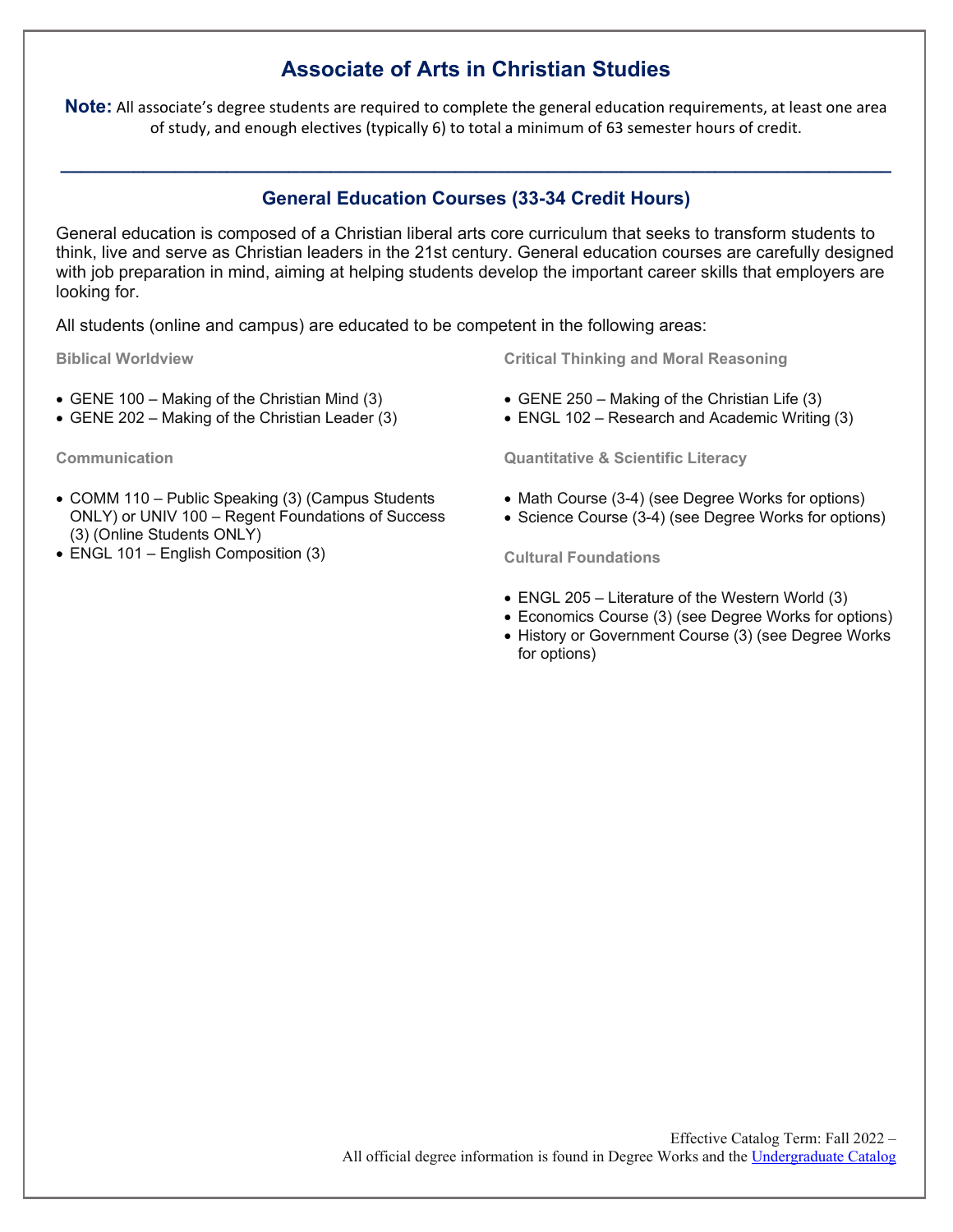# Associate of Arts in Christian Studies

**Note:** All associate's degree students are required to complete the general education requirements, at least one area of study, and enough electives (typically 6) to total a minimum of 63 semester hours of credit.

---

## General Education Courses (33-34 Credit Hours)

General education is composed of a Christian liberal arts core curriculum that seeks to transform students to think, live and serve as Christian leaders in the 21st century. General education courses are carefully designed with job preparation in mind, aiming at helping students develop the important career skills that employers are looking for.

All students (online and campus) are educated to be competent in the following areas:

### Biblical Worldview

- GENE 100 – Making of the Christian Mind (3)
- GENE 202 – Making of the Christian Leader (3)

### Communication

- COMM 110 – Public Speaking (3) (Campus Students ONLY) or UNIV 100 – Regent Foundations of Success (3) (Online Students ONLY)
- ENGL 101 – English Composition (3)

### Critical Thinking and Moral Reasoning

- GENE 250 – Making of the Christian Life (3)
- ENGL 102 – Research and Academic Writing (3)

### Quantitative & Scientific Literacy

- Math Course (3-4) (see Degree Works for options)
- Science Course (3-4) (see Degree Works for options)

### Cultural Foundations

- ENGL 205 – Literature of the Western World (3)
- Economics Course (3) (see Degree Works for options)
- History or Government Course (3) (see Degree Works for options)

Effective Catalog Term: Fall 2022 –
All official degree information is found in Degree Works and the Undergraduate Catalog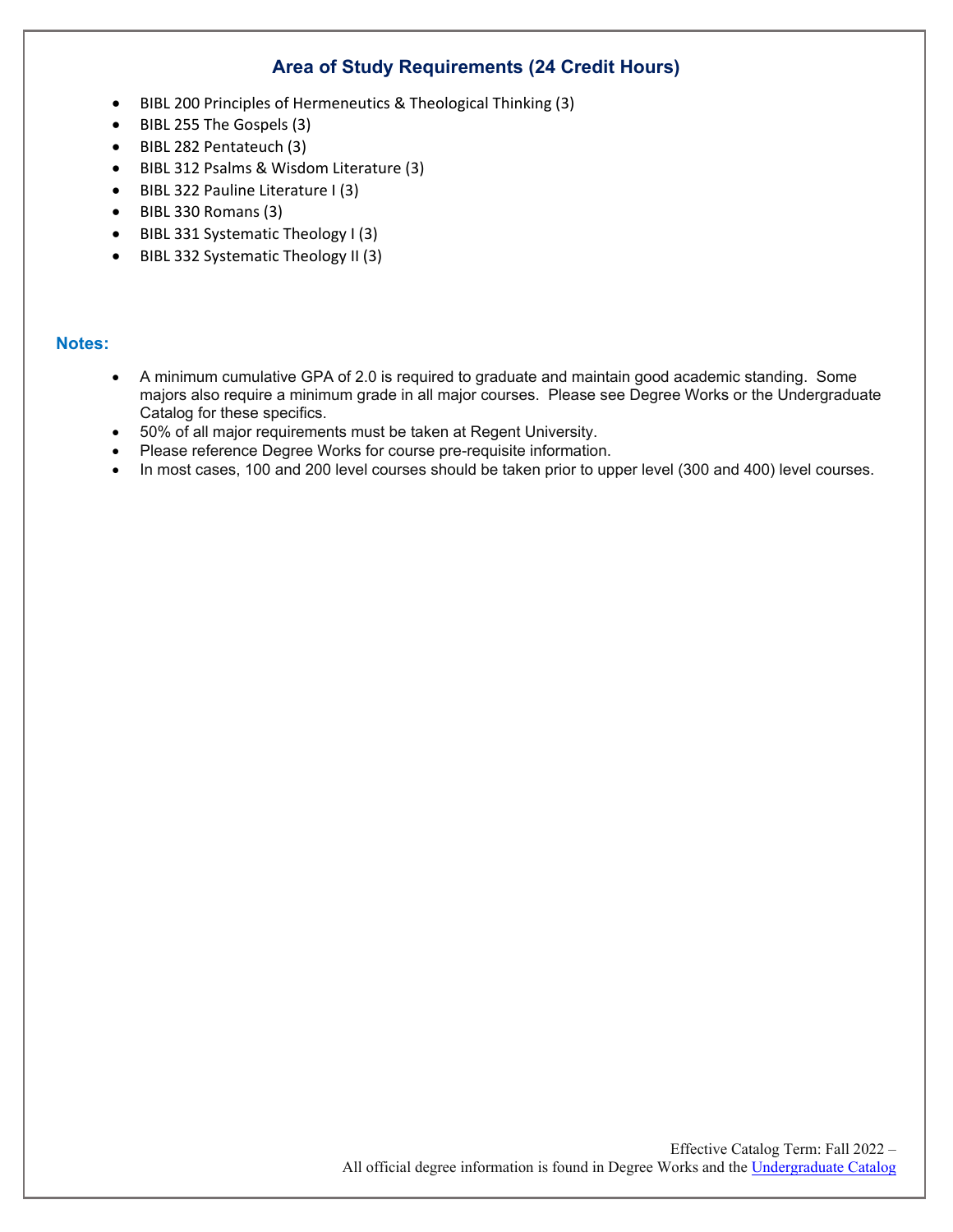## Area of Study Requirements (24 Credit Hours)

- BIBL 200 Principles of Hermeneutics & Theological Thinking (3)
- BIBL 255 The Gospels (3)
- BIBL 282 Pentateuch (3)
- BIBL 312 Psalms & Wisdom Literature (3)
- BIBL 322 Pauline Literature I (3)
- BIBL 330 Romans (3)
- BIBL 331 Systematic Theology I (3)
- BIBL 332 Systematic Theology II (3)

### Notes:

- A minimum cumulative GPA of 2.0 is required to graduate and maintain good academic standing. Some majors also require a minimum grade in all major courses. Please see Degree Works or the Undergraduate Catalog for these specifics.
- 50% of all major requirements must be taken at Regent University.
- Please reference Degree Works for course pre-requisite information.
- In most cases, 100 and 200 level courses should be taken prior to upper level (300 and 400) level courses.

Effective Catalog Term: Fall 2022 –
All official degree information is found in Degree Works and the Undergraduate Catalog